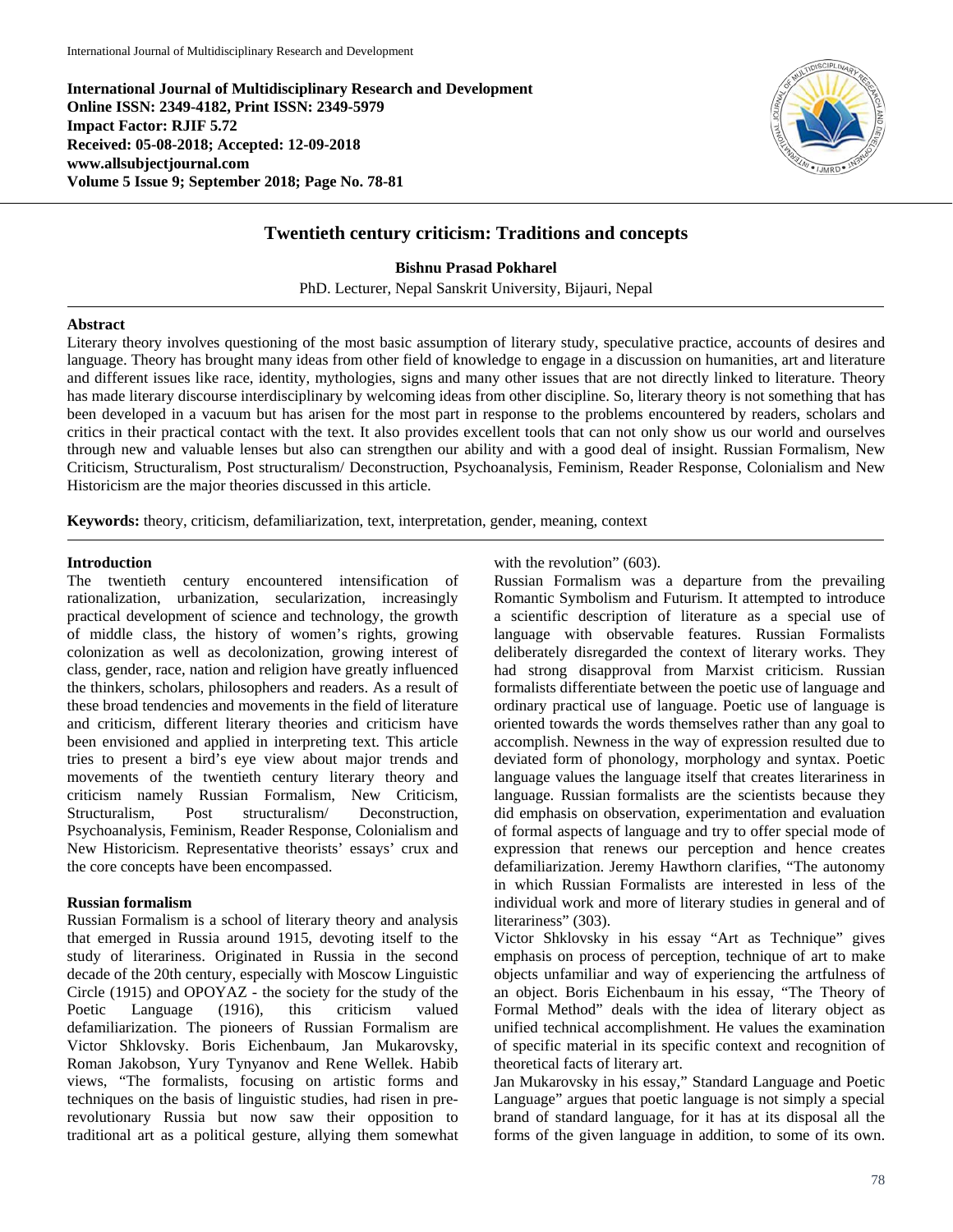**International Journal of Multidisciplinary Research and Development**
**Online ISSN: 2349-4182, Print ISSN: 2349-5979**
**Impact Factor: RJIF 5.72**
**Received: 05-08-2018; Accepted: 12-09-2018**
**www.allsubjectjournal.com**
**Volume 5 Issue 9; September 2018; Page No. 78-81**

# Twentieth century criticism: Traditions and concepts

**Bishnu Prasad Pokharel**

PhD. Lecturer, Nepal Sanskrit University, Bijauri, Nepal

## Abstract

Literary theory involves questioning of the most basic assumption of literary study, speculative practice, accounts of desires and language. Theory has brought many ideas from other field of knowledge to engage in a discussion on humanities, art and literature and different issues like race, identity, mythologies, signs and many other issues that are not directly linked to literature. Theory has made literary discourse interdisciplinary by welcoming ideas from other discipline. So, literary theory is not something that has been developed in a vacuum but has arisen for the most part in response to the problems encountered by readers, scholars and critics in their practical contact with the text. It also provides excellent tools that can not only show us our world and ourselves through new and valuable lenses but also can strengthen our ability and with a good deal of insight. Russian Formalism, New Criticism, Structuralism, Post structuralism/ Deconstruction, Psychoanalysis, Feminism, Reader Response, Colonialism and New Historicism are the major theories discussed in this article.

**Keywords:** theory, criticism, defamiliarization, text, interpretation, gender, meaning, context

## Introduction

The twentieth century encountered intensification of rationalization, urbanization, secularization, increasingly practical development of science and technology, the growth of middle class, the history of women's rights, growing colonization as well as decolonization, growing interest of class, gender, race, nation and religion have greatly influenced the thinkers, scholars, philosophers and readers. As a result of these broad tendencies and movements in the field of literature and criticism, different literary theories and criticism have been envisioned and applied in interpreting text. This article tries to present a bird's eye view about major trends and movements of the twentieth century literary theory and criticism namely Russian Formalism, New Criticism, Structuralism, Post structuralism/ Deconstruction, Psychoanalysis, Feminism, Reader Response, Colonialism and New Historicism. Representative theorists' essays' crux and the core concepts have been encompassed.

## Russian formalism

Russian Formalism is a school of literary theory and analysis that emerged in Russia around 1915, devoting itself to the study of literariness. Originated in Russia in the second decade of the 20th century, especially with Moscow Linguistic Circle (1915) and OPOYAZ - the society for the study of the Poetic Language (1916), this criticism valued defamiliarization. The pioneers of Russian Formalism are Victor Shklovsky. Boris Eichenbaum, Jan Mukarovsky, Roman Jakobson, Yury Tynyanov and Rene Wellek. Habib views, "The formalists, focusing on artistic forms and techniques on the basis of linguistic studies, had risen in pre-revolutionary Russia but now saw their opposition to traditional art as a political gesture, allying them somewhat with the revolution" (603).

Russian Formalism was a departure from the prevailing Romantic Symbolism and Futurism. It attempted to introduce a scientific description of literature as a special use of language with observable features. Russian Formalists deliberately disregarded the context of literary works. They had strong disapproval from Marxist criticism. Russian formalists differentiate between the poetic use of language and ordinary practical use of language. Poetic use of language is oriented towards the words themselves rather than any goal to accomplish. Newness in the way of expression resulted due to deviated form of phonology, morphology and syntax. Poetic language values the language itself that creates literariness in language. Russian formalists are the scientists because they did emphasis on observation, experimentation and evaluation of formal aspects of language and try to offer special mode of expression that renews our perception and hence creates defamiliarization. Jeremy Hawthorn clarifies, "The autonomy in which Russian Formalists are interested in less of the individual work and more of literary studies in general and of literariness" (303).

Victor Shklovsky in his essay "Art as Technique" gives emphasis on process of perception, technique of art to make objects unfamiliar and way of experiencing the artfulness of an object. Boris Eichenbaum in his essay, "The Theory of Formal Method" deals with the idea of literary object as unified technical accomplishment. He values the examination of specific material in its specific context and recognition of theoretical facts of literary art.

Jan Mukarovsky in his essay," Standard Language and Poetic Language" argues that poetic language is not simply a special brand of standard language, for it has at its disposal all the forms of the given language in addition, to some of its own.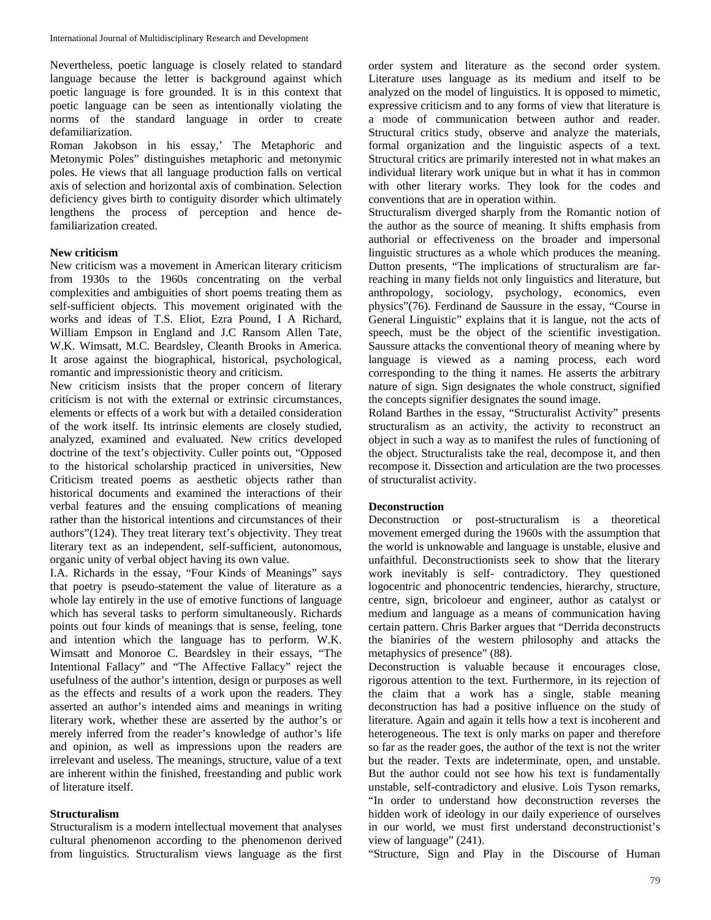Nevertheless, poetic language is closely related to standard language because the letter is background against which poetic language is fore grounded. It is in this context that poetic language can be seen as intentionally violating the norms of the standard language in order to create defamiliarization.

Roman Jakobson in his essay,' The Metaphoric and Metonymic Poles" distinguishes metaphoric and metonymic poles. He views that all language production falls on vertical axis of selection and horizontal axis of combination. Selection deficiency gives birth to contiguity disorder which ultimately lengthens the process of perception and hence de-familiarization created.

**New criticism**

New criticism was a movement in American literary criticism from 1930s to the 1960s concentrating on the verbal complexities and ambiguities of short poems treating them as self-sufficient objects. This movement originated with the works and ideas of T.S. Eliot, Ezra Pound, I A Richard, William Empson in England and J.C Ransom Allen Tate, W.K. Wimsatt, M.C. Beardsley, Cleanth Brooks in America. It arose against the biographical, historical, psychological, romantic and impressionistic theory and criticism.

New criticism insists that the proper concern of literary criticism is not with the external or extrinsic circumstances, elements or effects of a work but with a detailed consideration of the work itself. Its intrinsic elements are closely studied, analyzed, examined and evaluated. New critics developed doctrine of the text's objectivity. Culler points out, "Opposed to the historical scholarship practiced in universities, New Criticism treated poems as aesthetic objects rather than historical documents and examined the interactions of their verbal features and the ensuing complications of meaning rather than the historical intentions and circumstances of their authors"(124). They treat literary text's objectivity. They treat literary text as an independent, self-sufficient, autonomous, organic unity of verbal object having its own value.

I.A. Richards in the essay, "Four Kinds of Meanings" says that poetry is pseudo-statement the value of literature as a whole lay entirely in the use of emotive functions of language which has several tasks to perform simultaneously. Richards points out four kinds of meanings that is sense, feeling, tone and intention which the language has to perform. W.K. Wimsatt and Monoroe C. Beardsley in their essays, "The Intentional Fallacy" and "The Affective Fallacy" reject the usefulness of the author's intention, design or purposes as well as the effects and results of a work upon the readers. They asserted an author's intended aims and meanings in writing literary work, whether these are asserted by the author's or merely inferred from the reader's knowledge of author's life and opinion, as well as impressions upon the readers are irrelevant and useless. The meanings, structure, value of a text are inherent within the finished, freestanding and public work of literature itself.

**Structuralism**

Structuralism is a modern intellectual movement that analyses cultural phenomenon according to the phenomenon derived from linguistics. Structuralism views language as the first order system and literature as the second order system. Literature uses language as its medium and itself to be analyzed on the model of linguistics. It is opposed to mimetic, expressive criticism and to any forms of view that literature is a mode of communication between author and reader. Structural critics study, observe and analyze the materials, formal organization and the linguistic aspects of a text. Structural critics are primarily interested not in what makes an individual literary work unique but in what it has in common with other literary works. They look for the codes and conventions that are in operation within.

Structuralism diverged sharply from the Romantic notion of the author as the source of meaning. It shifts emphasis from authorial or effectiveness on the broader and impersonal linguistic structures as a whole which produces the meaning. Dutton presents, "The implications of structuralism are far-reaching in many fields not only linguistics and literature, but anthropology, sociology, psychology, economics, even physics"(76). Ferdinand de Saussure in the essay, "Course in General Linguistic" explains that it is langue, not the acts of speech, must be the object of the scientific investigation. Saussure attacks the conventional theory of meaning where by language is viewed as a naming process, each word corresponding to the thing it names. He asserts the arbitrary nature of sign. Sign designates the whole construct, signified the concepts signifier designates the sound image.

Roland Barthes in the essay, "Structuralist Activity" presents structuralism as an activity, the activity to reconstruct an object in such a way as to manifest the rules of functioning of the object. Structuralists take the real, decompose it, and then recompose it. Dissection and articulation are the two processes of structuralist activity.

**Deconstruction**

Deconstruction or post-structuralism is a theoretical movement emerged during the 1960s with the assumption that the world is unknowable and language is unstable, elusive and unfaithful. Deconstructionists seek to show that the literary work inevitably is self- contradictory. They questioned logocentric and phonocentric tendencies, hierarchy, structure, centre, sign, bricoloeur and engineer, author as catalyst or medium and language as a means of communication having certain pattern. Chris Barker argues that "Derrida deconstructs the bianiries of the western philosophy and attacks the metaphysics of presence" (88).

Deconstruction is valuable because it encourages close, rigorous attention to the text. Furthermore, in its rejection of the claim that a work has a single, stable meaning deconstruction has had a positive influence on the study of literature. Again and again it tells how a text is incoherent and heterogeneous. The text is only marks on paper and therefore so far as the reader goes, the author of the text is not the writer but the reader. Texts are indeterminate, open, and unstable. But the author could not see how his text is fundamentally unstable, self-contradictory and elusive. Lois Tyson remarks, "In order to understand how deconstruction reverses the hidden work of ideology in our daily experience of ourselves in our world, we must first understand deconstructionist's view of language" (241).

"Structure, Sign and Play in the Discourse of Human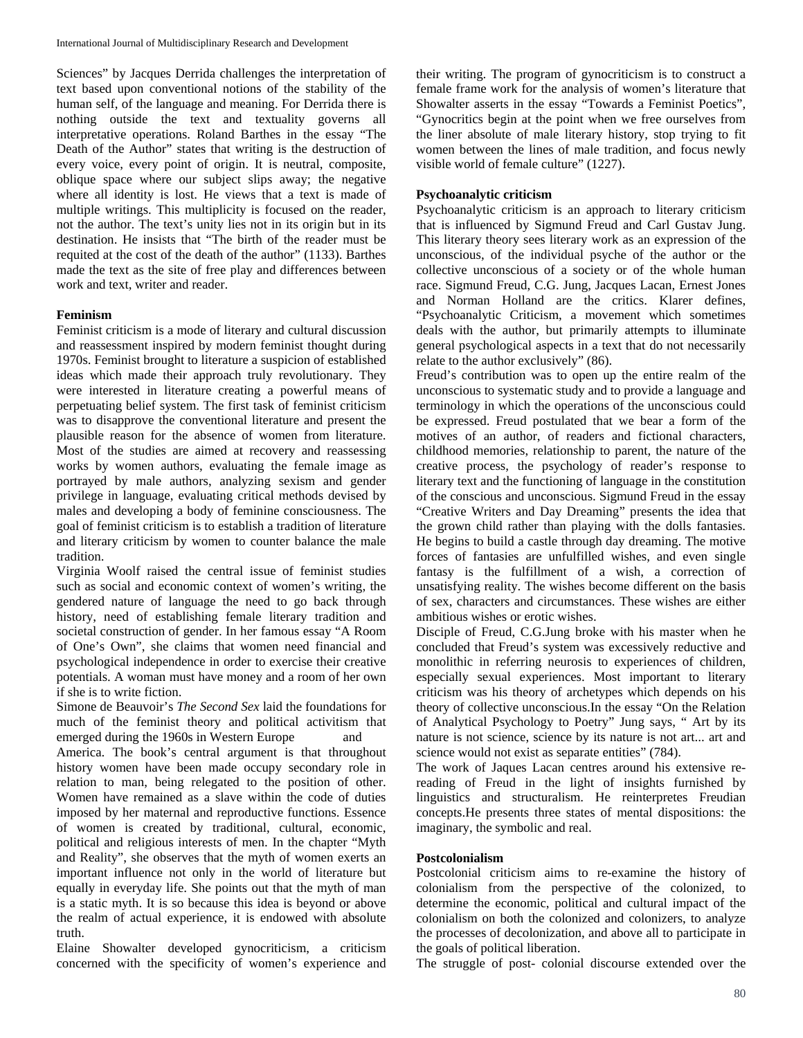Sciences" by Jacques Derrida challenges the interpretation of text based upon conventional notions of the stability of the human self, of the language and meaning. For Derrida there is nothing outside the text and textuality governs all interpretative operations. Roland Barthes in the essay "The Death of the Author" states that writing is the destruction of every voice, every point of origin. It is neutral, composite, oblique space where our subject slips away; the negative where all identity is lost. He views that a text is made of multiple writings. This multiplicity is focused on the reader, not the author. The text's unity lies not in its origin but in its destination. He insists that "The birth of the reader must be requited at the cost of the death of the author" (1133). Barthes made the text as the site of free play and differences between work and text, writer and reader.

**Feminism**

Feminist criticism is a mode of literary and cultural discussion and reassessment inspired by modern feminist thought during 1970s. Feminist brought to literature a suspicion of established ideas which made their approach truly revolutionary. They were interested in literature creating a powerful means of perpetuating belief system. The first task of feminist criticism was to disapprove the conventional literature and present the plausible reason for the absence of women from literature. Most of the studies are aimed at recovery and reassessing works by women authors, evaluating the female image as portrayed by male authors, analyzing sexism and gender privilege in language, evaluating critical methods devised by males and developing a body of feminine consciousness. The goal of feminist criticism is to establish a tradition of literature and literary criticism by women to counter balance the male tradition.

Virginia Woolf raised the central issue of feminist studies such as social and economic context of women's writing, the gendered nature of language the need to go back through history, need of establishing female literary tradition and societal construction of gender. In her famous essay "A Room of One's Own", she claims that women need financial and psychological independence in order to exercise their creative potentials. A woman must have money and a room of her own if she is to write fiction.

Simone de Beauvoir's *The Second Sex* laid the foundations for much of the feminist theory and political activitism that emerged during the 1960s in Western Europe and America. The book's central argument is that throughout history women have been made occupy secondary role in relation to man, being relegated to the position of other. Women have remained as a slave within the code of duties imposed by her maternal and reproductive functions. Essence of women is created by traditional, cultural, economic, political and religious interests of men. In the chapter "Myth and Reality", she observes that the myth of women exerts an important influence not only in the world of literature but equally in everyday life. She points out that the myth of man is a static myth. It is so because this idea is beyond or above the realm of actual experience, it is endowed with absolute truth.

Elaine Showalter developed gynocriticism, a criticism concerned with the specificity of women's experience and their writing. The program of gynocriticism is to construct a female frame work for the analysis of women's literature that Showalter asserts in the essay "Towards a Feminist Poetics", "Gynocritics begin at the point when we free ourselves from the liner absolute of male literary history, stop trying to fit women between the lines of male tradition, and focus newly visible world of female culture" (1227).

**Psychoanalytic criticism**

Psychoanalytic criticism is an approach to literary criticism that is influenced by Sigmund Freud and Carl Gustav Jung. This literary theory sees literary work as an expression of the unconscious, of the individual psyche of the author or the collective unconscious of a society or of the whole human race. Sigmund Freud, C.G. Jung, Jacques Lacan, Ernest Jones and Norman Holland are the critics. Klarer defines, "Psychoanalytic Criticism, a movement which sometimes deals with the author, but primarily attempts to illuminate general psychological aspects in a text that do not necessarily relate to the author exclusively" (86).

Freud's contribution was to open up the entire realm of the unconscious to systematic study and to provide a language and terminology in which the operations of the unconscious could be expressed. Freud postulated that we bear a form of the motives of an author, of readers and fictional characters, childhood memories, relationship to parent, the nature of the creative process, the psychology of reader's response to literary text and the functioning of language in the constitution of the conscious and unconscious. Sigmund Freud in the essay "Creative Writers and Day Dreaming" presents the idea that the grown child rather than playing with the dolls fantasies. He begins to build a castle through day dreaming. The motive forces of fantasies are unfulfilled wishes, and even single fantasy is the fulfillment of a wish, a correction of unsatisfying reality. The wishes become different on the basis of sex, characters and circumstances. These wishes are either ambitious wishes or erotic wishes.

Disciple of Freud, C.G.Jung broke with his master when he concluded that Freud's system was excessively reductive and monolithic in referring neurosis to experiences of children, especially sexual experiences. Most important to literary criticism was his theory of archetypes which depends on his theory of collective unconscious.In the essay "On the Relation of Analytical Psychology to Poetry" Jung says, " Art by its nature is not science, science by its nature is not art... art and science would not exist as separate entities" (784).

The work of Jaques Lacan centres around his extensive re-reading of Freud in the light of insights furnished by linguistics and structuralism. He reinterpretes Freudian concepts.He presents three states of mental dispositions: the imaginary, the symbolic and real.

**Postcolonialism**

Postcolonial criticism aims to re-examine the history of colonialism from the perspective of the colonized, to determine the economic, political and cultural impact of the colonialism on both the colonized and colonizers, to analyze the processes of decolonization, and above all to participate in the goals of political liberation.

The struggle of post- colonial discourse extended over the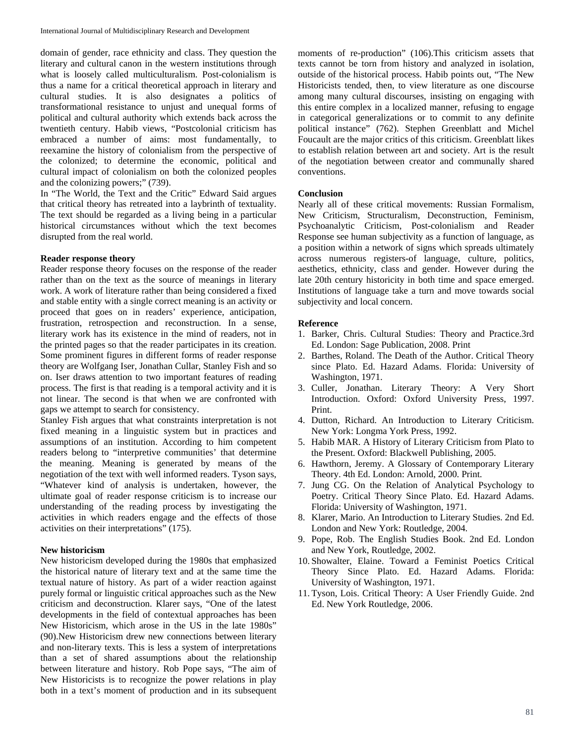domain of gender, race ethnicity and class. They question the literary and cultural canon in the western institutions through what is loosely called multiculturalism. Post-colonialism is thus a name for a critical theoretical approach in literary and cultural studies. It is also designates a politics of transformational resistance to unjust and unequal forms of political and cultural authority which extends back across the twentieth century. Habib views, "Postcolonial criticism has embraced a number of aims: most fundamentally, to reexamine the history of colonialism from the perspective of the colonized; to determine the economic, political and cultural impact of colonialism on both the colonized peoples and the colonizing powers;" (739).

In "The World, the Text and the Critic" Edward Said argues that critical theory has retreated into a laybrinth of textuality. The text should be regarded as a living being in a particular historical circumstances without which the text becomes disrupted from the real world.

**Reader response theory**

Reader response theory focuses on the response of the reader rather than on the text as the source of meanings in literary work. A work of literature rather than being considered a fixed and stable entity with a single correct meaning is an activity or proceed that goes on in readers' experience, anticipation, frustration, retrospection and reconstruction. In a sense, literary work has its existence in the mind of readers, not in the printed pages so that the reader participates in its creation. Some prominent figures in different forms of reader response theory are Wolfgang Iser, Jonathan Cullar, Stanley Fish and so on. Iser draws attention to two important features of reading process. The first is that reading is a temporal activity and it is not linear. The second is that when we are confronted with gaps we attempt to search for consistency.

Stanley Fish argues that what constraints interpretation is not fixed meaning in a linguistic system but in practices and assumptions of an institution. According to him competent readers belong to "interpretive communities' that determine the meaning. Meaning is generated by means of the negotiation of the text with well informed readers. Tyson says, "Whatever kind of analysis is undertaken, however, the ultimate goal of reader response criticism is to increase our understanding of the reading process by investigating the activities in which readers engage and the effects of those activities on their interpretations" (175).

**New historicism**

New historicism developed during the 1980s that emphasized the historical nature of literary text and at the same time the textual nature of history. As part of a wider reaction against purely formal or linguistic critical approaches such as the New criticism and deconstruction. Klarer says, "One of the latest developments in the field of contextual approaches has been New Historicism, which arose in the US in the late 1980s" (90).New Historicism drew new connections between literary and non-literary texts. This is less a system of interpretations than a set of shared assumptions about the relationship between literature and history. Rob Pope says, "The aim of New Historicists is to recognize the power relations in play both in a text's moment of production and in its subsequent moments of re-production" (106).This criticism assets that texts cannot be torn from history and analyzed in isolation, outside of the historical process. Habib points out, "The New Historicists tended, then, to view literature as one discourse among many cultural discourses, insisting on engaging with this entire complex in a localized manner, refusing to engage in categorical generalizations or to commit to any definite political instance" (762). Stephen Greenblatt and Michel Foucault are the major critics of this criticism. Greenblatt likes to establish relation between art and society. Art is the result of the negotiation between creator and communally shared conventions.

**Conclusion**

Nearly all of these critical movements: Russian Formalism, New Criticism, Structuralism, Deconstruction, Feminism, Psychoanalytic Criticism, Post-colonialism and Reader Response see human subjectivity as a function of language, as a position within a network of signs which spreads ultimately across numerous registers-of language, culture, politics, aesthetics, ethnicity, class and gender. However during the late 20th century historicity in both time and space emerged. Institutions of language take a turn and move towards social subjectivity and local concern.

**Reference**

1. Barker, Chris. Cultural Studies: Theory and Practice.3rd Ed. London: Sage Publication, 2008. Print
2. Barthes, Roland. The Death of the Author. Critical Theory since Plato. Ed. Hazard Adams. Florida: University of Washington, 1971.
3. Culler, Jonathan. Literary Theory: A Very Short Introduction. Oxford: Oxford University Press, 1997. Print.
4. Dutton, Richard. An Introduction to Literary Criticism. New York: Longma York Press, 1992.
5. Habib MAR. A History of Literary Criticism from Plato to the Present. Oxford: Blackwell Publishing, 2005.
6. Hawthorn, Jeremy. A Glossary of Contemporary Literary Theory. 4th Ed. London: Arnold, 2000. Print.
7. Jung CG. On the Relation of Analytical Psychology to Poetry. Critical Theory Since Plato. Ed. Hazard Adams. Florida: University of Washington, 1971.
8. Klarer, Mario. An Introduction to Literary Studies. 2nd Ed. London and New York: Routledge, 2004.
9. Pope, Rob. The English Studies Book. 2nd Ed. London and New York, Routledge, 2002.
10. Showalter, Elaine. Toward a Feminist Poetics Critical Theory Since Plato. Ed. Hazard Adams. Florida: University of Washington, 1971.
11. Tyson, Lois. Critical Theory: A User Friendly Guide. 2nd Ed. New York Routledge, 2006.